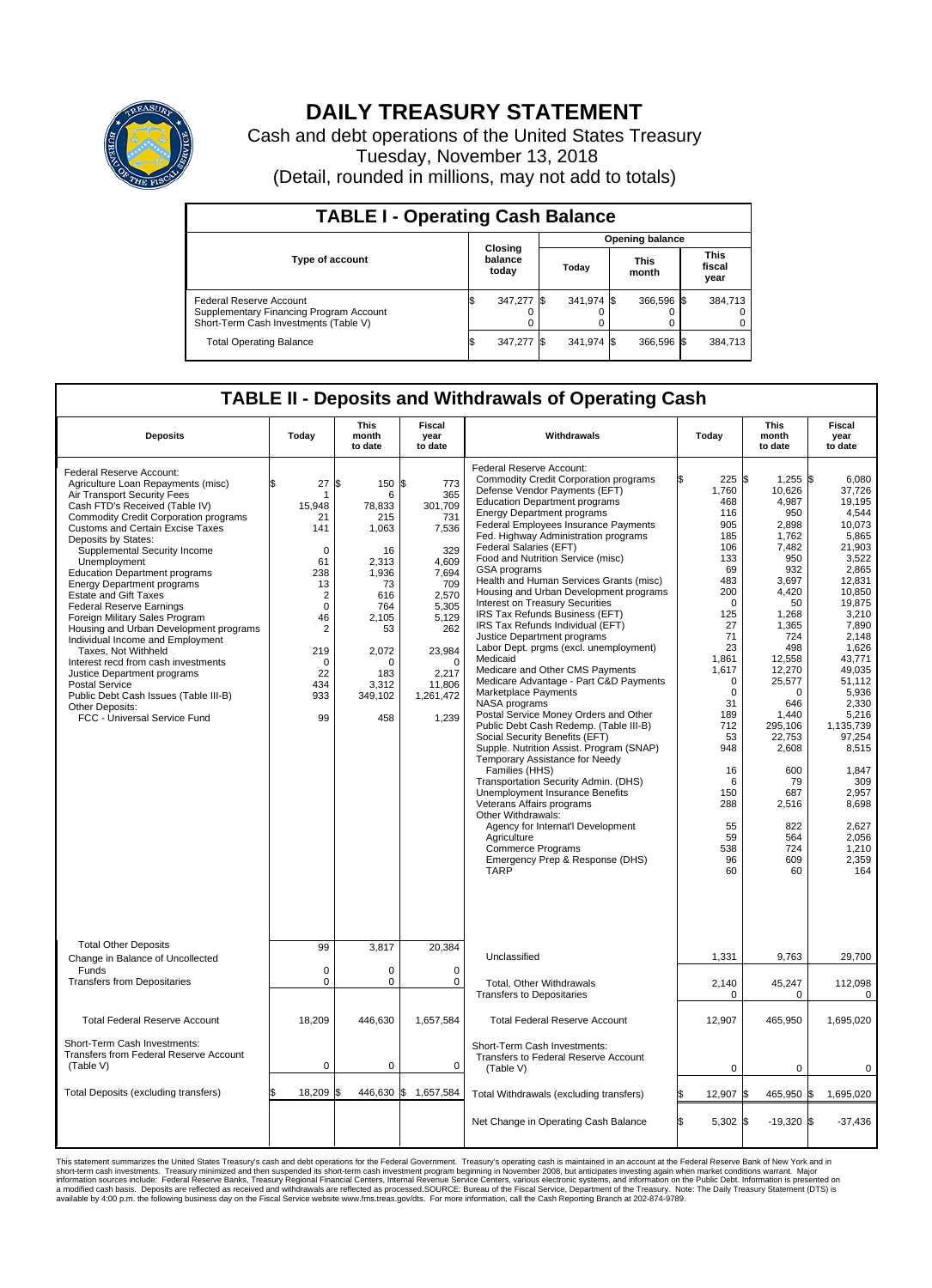# DAILY TREASURY STATEMENT

Cash and debt operations of the United States Treasury

Tuesday, November 13, 2018

(Detail, rounded in millions, may not add to totals)

## TABLE I - Operating Cash Balance

| Type of account | Closing balance today | Opening balance Today | Opening balance This month | Opening balance This fiscal year |
|---|---|---|---|---|
| Federal Reserve Account | $ 347,277 | $ 341,974 | $ 366,596 | $ 384,713 |
| Supplementary Financing Program Account | 0 | 0 | 0 | 0 |
| Short-Term Cash Investments (Table V) | 0 | 0 | 0 | 0 |
| Total Operating Balance | $ 347,277 | $ 341,974 | $ 366,596 | $ 384,713 |

## TABLE II - Deposits and Withdrawals of Operating Cash

| Deposits | Today | This month to date | Fiscal year to date |
|---|---|---|---|
| Federal Reserve Account: | | | |
| Agriculture Loan Repayments (misc) | $ 27 | $ 150 | $ 773 |
| Air Transport Security Fees | 1 | 6 | 365 |
| Cash FTD's Received (Table IV) | 15,948 | 78,833 | 301,709 |
| Commodity Credit Corporation programs | 21 | 215 | 731 |
| Customs and Certain Excise Taxes | 141 | 1,063 | 7,536 |
| Deposits by States: | | | |
| Supplemental Security Income | 0 | 16 | 329 |
| Unemployment | 61 | 2,313 | 4,609 |
| Education Department programs | 238 | 1,936 | 7,694 |
| Energy Department programs | 13 | 73 | 709 |
| Estate and Gift Taxes | 2 | 616 | 2,570 |
| Federal Reserve Earnings | 0 | 764 | 5,305 |
| Foreign Military Sales Program | 46 | 2,105 | 5,129 |
| Housing and Urban Development programs | 2 | 53 | 262 |
| Individual Income and Employment Taxes, Not Withheld | 219 | 2,072 | 23,984 |
| Interest recd from cash investments | 0 | 0 | 0 |
| Justice Department programs | 22 | 183 | 2,217 |
| Postal Service | 434 | 3,312 | 11,806 |
| Public Debt Cash Issues (Table III-B) | 933 | 349,102 | 1,261,472 |
| Other Deposits: | | | |
| FCC - Universal Service Fund | 99 | 458 | 1,239 |
| Total Other Deposits | 99 | 3,817 | 20,384 |
| Change in Balance of Uncollected Funds | 0 | 0 | 0 |
| Transfers from Depositaries | 0 | 0 | 0 |
| Total Federal Reserve Account | 18,209 | 446,630 | 1,657,584 |
| Short-Term Cash Investments: Transfers from Federal Reserve Account (Table V) | 0 | 0 | 0 |
| Total Deposits (excluding transfers) | $ 18,209 | $ 446,630 | $ 1,657,584 |

| Withdrawals | Today | This month to date | Fiscal year to date |
|---|---|---|---|
| Federal Reserve Account: | | | |
| Commodity Credit Corporation programs | $ 225 | $ 1,255 | $ 6,080 |
| Defense Vendor Payments (EFT) | 1,760 | 10,626 | 37,726 |
| Education Department programs | 468 | 4,987 | 19,195 |
| Energy Department programs | 116 | 950 | 4,544 |
| Federal Employees Insurance Payments | 905 | 2,898 | 10,073 |
| Fed. Highway Administration programs | 185 | 1,762 | 5,865 |
| Federal Salaries (EFT) | 106 | 7,482 | 21,903 |
| Food and Nutrition Service (misc) | 133 | 950 | 3,522 |
| GSA programs | 69 | 932 | 2,865 |
| Health and Human Services Grants (misc) | 483 | 3,697 | 12,831 |
| Housing and Urban Development programs | 200 | 4,420 | 10,850 |
| Interest on Treasury Securities | 0 | 50 | 19,875 |
| IRS Tax Refunds Business (EFT) | 125 | 1,268 | 3,210 |
| IRS Tax Refunds Individual (EFT) | 27 | 1,365 | 7,890 |
| Justice Department programs | 71 | 724 | 2,148 |
| Labor Dept. prgms (excl. unemployment) | 23 | 498 | 1,626 |
| Medicaid | 1,861 | 12,558 | 43,771 |
| Medicare and Other CMS Payments | 1,617 | 12,270 | 49,035 |
| Medicare Advantage - Part C&D Payments | 0 | 25,577 | 51,112 |
| Marketplace Payments | 0 | 0 | 5,936 |
| NASA programs | 31 | 646 | 2,330 |
| Postal Service Money Orders and Other | 189 | 1,440 | 5,216 |
| Public Debt Cash Redemp. (Table III-B) | 712 | 295,106 | 1,135,739 |
| Social Security Benefits (EFT) | 53 | 22,753 | 97,254 |
| Supple. Nutrition Assist. Program (SNAP) | 948 | 2,608 | 8,515 |
| Temporary Assistance for Needy Families (HHS) | 16 | 600 | 1,847 |
| Transportation Security Admin. (DHS) | 6 | 79 | 309 |
| Unemployment Insurance Benefits | 150 | 687 | 2,957 |
| Veterans Affairs programs | 288 | 2,516 | 8,698 |
| Other Withdrawals: | | | |
| Agency for Internat'l Development | 55 | 822 | 2,627 |
| Agriculture | 59 | 564 | 2,056 |
| Commerce Programs | 538 | 724 | 1,210 |
| Emergency Prep & Response (DHS) | 96 | 609 | 2,359 |
| TARP | 60 | 60 | 164 |
| Unclassified | 1,331 | 9,763 | 29,700 |
| Total, Other Withdrawals | 2,140 | 45,247 | 112,098 |
| Transfers to Depositaries | 0 | 0 | 0 |
| Total Federal Reserve Account | 12,907 | 465,950 | 1,695,020 |
| Short-Term Cash Investments: Transfers to Federal Reserve Account (Table V) | 0 | 0 | 0 |
| Total Withdrawals (excluding transfers) | $ 12,907 | $ 465,950 | $ 1,695,020 |
| Net Change in Operating Cash Balance | $ 5,302 | $ -19,320 | $ -37,436 |

This statement summarizes the United States Treasury's cash and debt operations for the Federal Government. Treasury's operating cash is maintained in an account at the Federal Reserve Bank of New York and in short-term cash investments. Treasury minimized and then suspended its short-term cash investment program beginning in November 2008, but anticipates investing again when market conditions warrant. Major information sources include: Federal Reserve Banks, Treasury Regional Financial Centers, Internal Revenue Service Centers, various electronic systems, and information on the Public Debt. Information is presented on a modified cash basis. Deposits are reflected as received and withdrawals are reflected as processed.SOURCE: Bureau of the Fiscal Service, Department of the Treasury. Note: The Daily Treasury Statement (DTS) is available by 4:00 p.m. the following business day on the Fiscal Service website www.fms.treas.gov/dts. For more information, call the Cash Reporting Branch at 202-874-9789.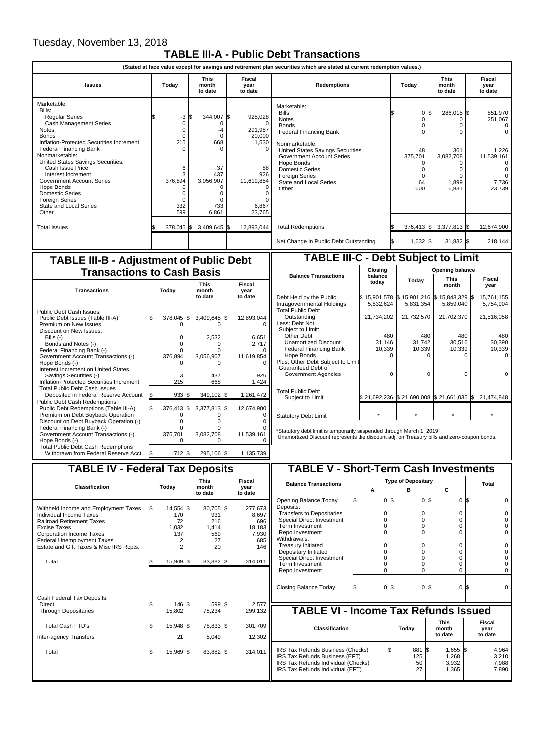Tuesday, November 13, 2018

# TABLE III-A - Public Debt Transactions

(Stated at face value except for savings and retirement plan securities which are stated at current redemption values.)

| Issues | Today | This month to date | Fiscal year to date |
|---|---|---|---|
| Marketable: | | | |
| Bills: | | | |
| Regular Series | $ -3 | $ 344,007 | $ 928,028 |
| Cash Management Series | 0 | 0 | 0 |
| Notes | 0 | -4 | 291,987 |
| Bonds | 0 | 0 | 20,000 |
| Inflation-Protected Securities Increment | 215 | 668 | 1,530 |
| Federal Financing Bank | 0 | 0 | 0 |
| Nonmarketable: | | | |
| United States Savings Securities: | | | |
| Cash Issue Price | 6 | 37 | 88 |
| Interest Increment | 3 | 437 | 926 |
| Government Account Series | 376,894 | 3,056,907 | 11,619,854 |
| Hope Bonds | 0 | 0 | 0 |
| Domestic Series | 0 | 0 | 0 |
| Foreign Series | 0 | 0 | 0 |
| State and Local Series | 332 | 733 | 6,867 |
| Other | 599 | 6,861 | 23,765 |
| Total Issues | $ 378,045 | $ 3,409,645 | $ 12,893,044 |

| Redemptions | Today | This month to date | Fiscal year to date |
|---|---|---|---|
| Marketable: | | | |
| Bills | $ 0 | $ 286,015 | $ 851,970 |
| Notes | 0 | 0 | 251,067 |
| Bonds | 0 | 0 | 0 |
| Federal Financing Bank | 0 | 0 | 0 |
| Nonmarketable: | | | |
| United States Savings Securities | 48 | 361 | 1,226 |
| Government Account Series | 375,701 | 3,082,708 | 11,539,161 |
| Hope Bonds | 0 | 0 | 0 |
| Domestic Series | 0 | 0 | 0 |
| Foreign Series | 0 | 0 | 0 |
| State and Local Series | 64 | 1,899 | 7,736 |
| Other | 600 | 6,831 | 23,739 |
| Total Redemptions | $ 376,413 | $ 3,377,813 | $ 12,674,900 |
| Net Change in Public Debt Outstanding | $ 1,632 | $ 31,832 | $ 218,144 |

# TABLE III-B - Adjustment of Public Debt Transactions to Cash Basis

| Transactions | Today | This month to date | Fiscal year to date |
|---|---|---|---|
| Public Debt Cash Issues: | | | |
| Public Debt Issues (Table III-A) | $ 378,045 | $ 3,409,645 | $ 12,893,044 |
| Premium on New Issues | 0 | 0 | 0 |
| Discount on New Issues: | | | |
| Bills (-) | 0 | 2,532 | 6,651 |
| Bonds and Notes (-) | 0 | 0 | 2,717 |
| Federal Financing Bank (-) | 0 | 0 | 0 |
| Government Account Transactions (-) | 376,894 | 3,056,907 | 11,619,854 |
| Hope Bonds (-) | 0 | 0 | 0 |
| Interest Increment on United States Savings Securities (-) | 3 | 437 | 926 |
| Inflation-Protected Securities Increment | 215 | 668 | 1,424 |
| Total Public Debt Cash Issues Deposited in Federal Reserve Account | $ 933 | $ 349,102 | $ 1,261,472 |
| Public Debt Cash Redemptions: | | | |
| Public Debt Redemptions (Table III-A) | $ 376,413 | $ 3,377,813 | $ 12,674,900 |
| Premium on Debt Buyback Operation | 0 | 0 | 0 |
| Discount on Debt Buyback Operation (-) | 0 | 0 | 0 |
| Federal Financing Bank (-) | 0 | 0 | 0 |
| Government Account Transactions (-) | 375,701 | 3,082,708 | 11,539,161 |
| Hope Bonds (-) | 0 | 0 | 0 |
| Total Public Debt Cash Redemptions Withdrawn from Federal Reserve Acct. | $ 712 | $ 295,106 | $ 1,135,739 |

# TABLE III-C - Debt Subject to Limit

| Balance Transactions | Closing balance today | Opening balance Today | Opening balance This month | Opening balance Fiscal year |
|---|---|---|---|---|
| Debt Held by the Public | $ 15,901,578 | $ 15,901,216 | $ 15,843,329 | $ 15,761,155 |
| Intragovernmental Holdings | 5,832,624 | 5,831,354 | 5,859,040 | 5,754,904 |
| Total Public Debt Outstanding | 21,734,202 | 21,732,570 | 21,702,370 | 21,516,058 |
| Less: Debt Not Subject to Limit: | | | | |
| Other Debt | 480 | 480 | 480 | 480 |
| Unamortized Discount | 31,146 | 31,742 | 30,516 | 30,390 |
| Federal Financing Bank | 10,339 | 10,339 | 10,339 | 10,339 |
| Hope Bonds | 0 | 0 | 0 | 0 |
| Plus: Other Debt Subject to Limit | | | | |
| Guaranteed Debt of Government Agencies | 0 | 0 | 0 | 0 |
| Total Public Debt Subject to Limit | $ 21,692,236 | $ 21,690,008 | $ 21,661,035 | $ 21,474,848 |
| Statutory Debt Limit | * | * | * | * |

*Statutory debt limit is temporarily suspended through March 1, 2019
Unamortized Discount represents the discount adj. on Treasury bills and zero-coupon bonds.

# TABLE IV - Federal Tax Deposits

| Classification | Today | This month to date | Fiscal year to date |
|---|---|---|---|
| Withheld Income and Employment Taxes | $ 14,554 | $ 80,705 | $ 277,673 |
| Individual Income Taxes | 170 | 931 | 8,697 |
| Railroad Retirement Taxes | 72 | 216 | 696 |
| Excise Taxes | 1,032 | 1,414 | 18,183 |
| Corporation Income Taxes | 137 | 569 | 7,930 |
| Federal Unemployment Taxes | 2 | 27 | 685 |
| Estate and Gift Taxes & Misc IRS Rcpts. | 2 | 20 | 146 |
| Total | $ 15,969 | $ 83,882 | $ 314,011 |
| Cash Federal Tax Deposits: | | | |
| Direct | $ 146 | $ 599 | $ 2,577 |
| Through Depositaries | 15,802 | 78,234 | 299,132 |
| Total Cash FTD's | $ 15,948 | $ 78,833 | $ 301,709 |
| Inter-agency Transfers | 21 | 5,049 | 12,302 |
| Total | $ 15,969 | $ 83,882 | $ 314,011 |

# TABLE V - Short-Term Cash Investments

| Balance Transactions | Type of Depositary A | Type of Depositary B | Type of Depositary C | Total |
|---|---|---|---|---|
| Opening Balance Today | $ 0 | $ 0 | $ 0 | $ 0 |
| Deposits: | | | | |
| Transfers to Depositaries | 0 | 0 | 0 | 0 |
| Special Direct Investment | 0 | 0 | 0 | 0 |
| Term Investment | 0 | 0 | 0 | 0 |
| Repo Investment | 0 | 0 | 0 | 0 |
| Withdrawals: | | | | |
| Treasury Initiated | 0 | 0 | 0 | 0 |
| Depositary Initiated | 0 | 0 | 0 | 0 |
| Special Direct Investment | 0 | 0 | 0 | 0 |
| Term Investment | 0 | 0 | 0 | 0 |
| Repo Investment | 0 | 0 | 0 | 0 |
| Closing Balance Today | $ 0 | $ 0 | $ 0 | $ 0 |

# TABLE VI - Income Tax Refunds Issued

| Classification | Today | This month to date | Fiscal year to date |
|---|---|---|---|
| IRS Tax Refunds Business (Checks) | $ 881 | $ 1,655 | $ 4,964 |
| IRS Tax Refunds Business (EFT) | 125 | 1,268 | 3,210 |
| IRS Tax Refunds Individual (Checks) | 50 | 3,932 | 7,988 |
| IRS Tax Refunds Individual (EFT) | 27 | 1,365 | 7,890 |